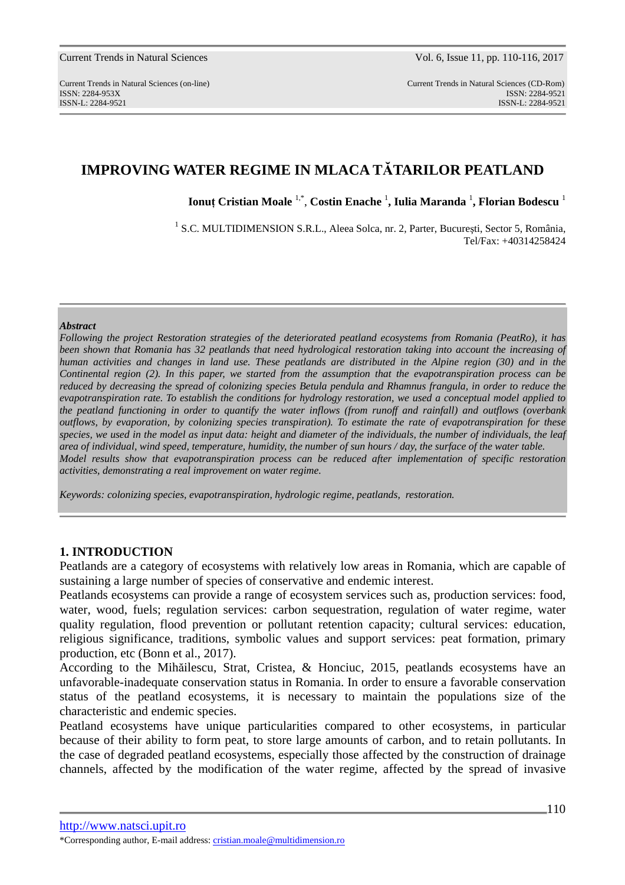# IMPROVING WATER REGIME IN MLACA TĂTARILOR PEATLAND

**Ionuț Cristian Moale** [1,*], **Costin Enache** [1], **Iulia Maranda** [1], **Florian Bodescu** [1]

[1] S.C. MULTIDIMENSION S.R.L., Aleea Solca, nr. 2, Parter, București, Sector 5, România, Tel/Fax: +40314258424

***Abstract***

*Following the project Restoration strategies of the deteriorated peatland ecosystems from Romania (PeatRo), it has been shown that Romania has 32 peatlands that need hydrological restoration taking into account the increasing of human activities and changes in land use. These peatlands are distributed in the Alpine region (30) and in the Continental region (2). In this paper, we started from the assumption that the evapotranspiration process can be reduced by decreasing the spread of colonizing species Betula pendula and Rhamnus frangula, in order to reduce the evapotranspiration rate. To establish the conditions for hydrology restoration, we used a conceptual model applied to the peatland functioning in order to quantify the water inflows (from runoff and rainfall) and outflows (overbank outflows, by evaporation, by colonizing species transpiration). To estimate the rate of evapotranspiration for these species, we used in the model as input data: height and diameter of the individuals, the number of individuals, the leaf area of individual, wind speed, temperature, humidity, the number of sun hours / day, the surface of the water table.*

*Model results show that evapotranspiration process can be reduced after implementation of specific restoration activities, demonstrating a real improvement on water regime.*

*Keywords: colonizing species, evapotranspiration, hydrologic regime, peatlands, restoration.*

## 1. INTRODUCTION

Peatlands are a category of ecosystems with relatively low areas in Romania, which are capable of sustaining a large number of species of conservative and endemic interest.

Peatlands ecosystems can provide a range of ecosystem services such as, production services: food, water, wood, fuels; regulation services: carbon sequestration, regulation of water regime, water quality regulation, flood prevention or pollutant retention capacity; cultural services: education, religious significance, traditions, symbolic values and support services: peat formation, primary production, etc (Bonn et al., 2017).

According to the Mihăilescu, Strat, Cristea, & Honciuc, 2015, peatlands ecosystems have an unfavorable-inadequate conservation status in Romania. In order to ensure a favorable conservation status of the peatland ecosystems, it is necessary to maintain the populations size of the characteristic and endemic species.

Peatland ecosystems have unique particularities compared to other ecosystems, in particular because of their ability to form peat, to store large amounts of carbon, and to retain pollutants. In the case of degraded peatland ecosystems, especially those affected by the construction of drainage channels, affected by the modification of the water regime, affected by the spread of invasive

*Corresponding author, E-mail address: cristian.moale@multidimension.ro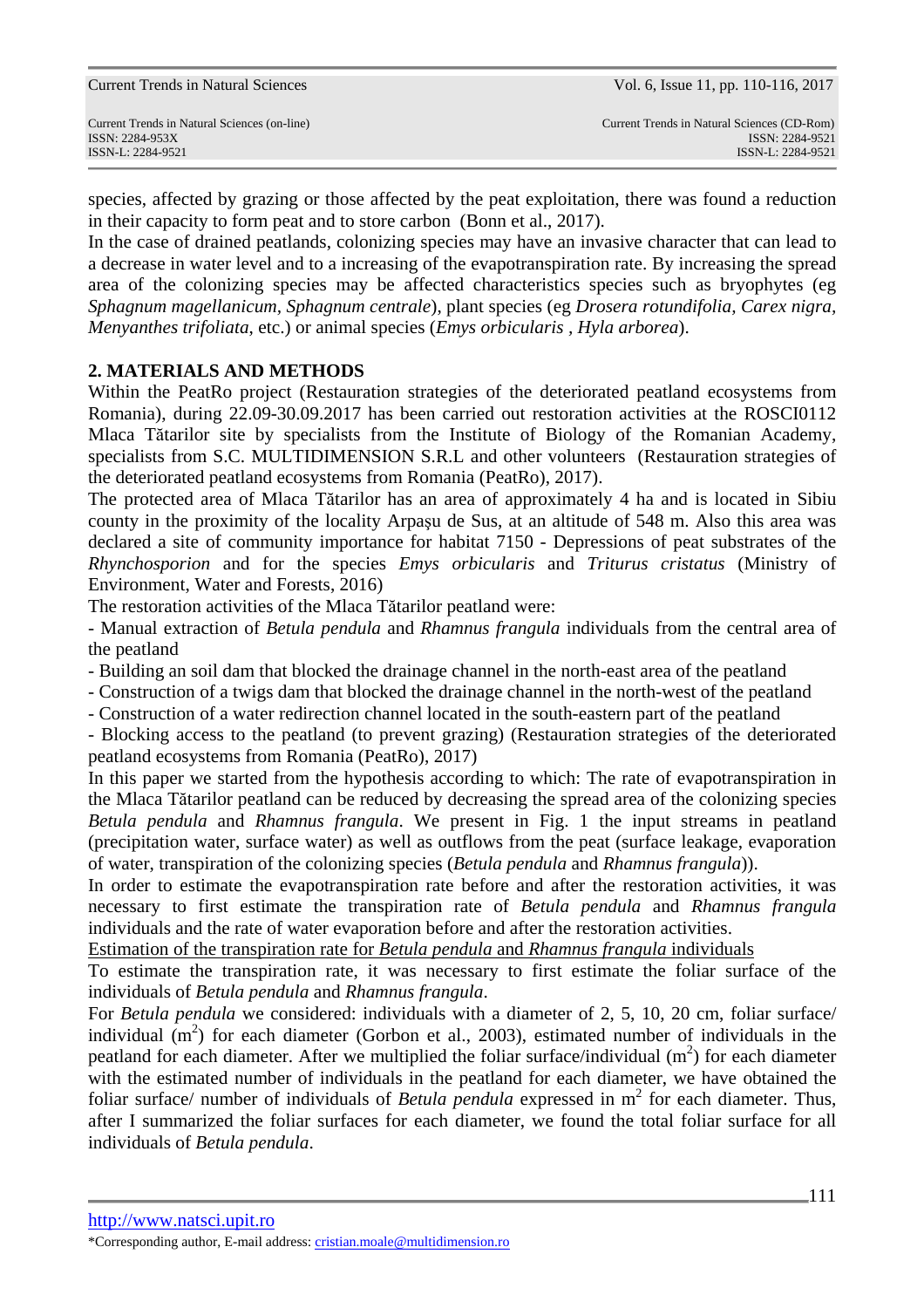species, affected by grazing or those affected by the peat exploitation, there was found a reduction in their capacity to form peat and to store carbon (Bonn et al., 2017).

In the case of drained peatlands, colonizing species may have an invasive character that can lead to a decrease in water level and to a increasing of the evapotranspiration rate. By increasing the spread area of the colonizing species may be affected characteristics species such as bryophytes (eg *Sphagnum magellanicum*, *Sphagnum centrale*), plant species (eg *Drosera rotundifolia*, *Carex nigra*, *Menyanthes trifoliata*, etc.) or animal species (*Emys orbicularis* , *Hyla arborea*).

## 2. MATERIALS AND METHODS

Within the PeatRo project (Restauration strategies of the deteriorated peatland ecosystems from Romania), during 22.09-30.09.2017 has been carried out restoration activities at the ROSCI0112 Mlaca Tătarilor site by specialists from the Institute of Biology of the Romanian Academy, specialists from S.C. MULTIDIMENSION S.R.L and other volunteers (Restauration strategies of the deteriorated peatland ecosystems from Romania (PeatRo), 2017).

The protected area of Mlaca Tătarilor has an area of approximately 4 ha and is located in Sibiu county in the proximity of the locality Arpașu de Sus, at an altitude of 548 m. Also this area was declared a site of community importance for habitat 7150 - Depressions of peat substrates of the *Rhynchosporion* and for the species *Emys orbicularis* and *Triturus cristatus* (Ministry of Environment, Water and Forests, 2016)

The restoration activities of the Mlaca Tătarilor peatland were:

- Manual extraction of *Betula pendula* and *Rhamnus frangula* individuals from the central area of the peatland
- Building an soil dam that blocked the drainage channel in the north-east area of the peatland
- Construction of a twigs dam that blocked the drainage channel in the north-west of the peatland
- Construction of a water redirection channel located in the south-eastern part of the peatland
- Blocking access to the peatland (to prevent grazing) (Restauration strategies of the deteriorated peatland ecosystems from Romania (PeatRo), 2017)

In this paper we started from the hypothesis according to which: The rate of evapotranspiration in the Mlaca Tătarilor peatland can be reduced by decreasing the spread area of the colonizing species *Betula pendula* and *Rhamnus frangula*. We present in Fig. 1 the input streams in peatland (precipitation water, surface water) as well as outflows from the peat (surface leakage, evaporation of water, transpiration of the colonizing species (*Betula pendula* and *Rhamnus frangula*)).

In order to estimate the evapotranspiration rate before and after the restoration activities, it was necessary to first estimate the transpiration rate of *Betula pendula* and *Rhamnus frangula* individuals and the rate of water evaporation before and after the restoration activities.

Estimation of the transpiration rate for *Betula pendula* and *Rhamnus frangula* individuals

To estimate the transpiration rate, it was necessary to first estimate the foliar surface of the individuals of *Betula pendula* and *Rhamnus frangula*.

For *Betula pendula* we considered: individuals with a diameter of 2, 5, 10, 20 cm, foliar surface/ individual ($m^2$) for each diameter (Gorbon et al., 2003), estimated number of individuals in the peatland for each diameter. After we multiplied the foliar surface/individual ($m^2$) for each diameter with the estimated number of individuals in the peatland for each diameter, we have obtained the foliar surface/ number of individuals of *Betula pendula* expressed in $m^2$ for each diameter. Thus, after I summarized the foliar surfaces for each diameter, we found the total foliar surface for all individuals of *Betula pendula*.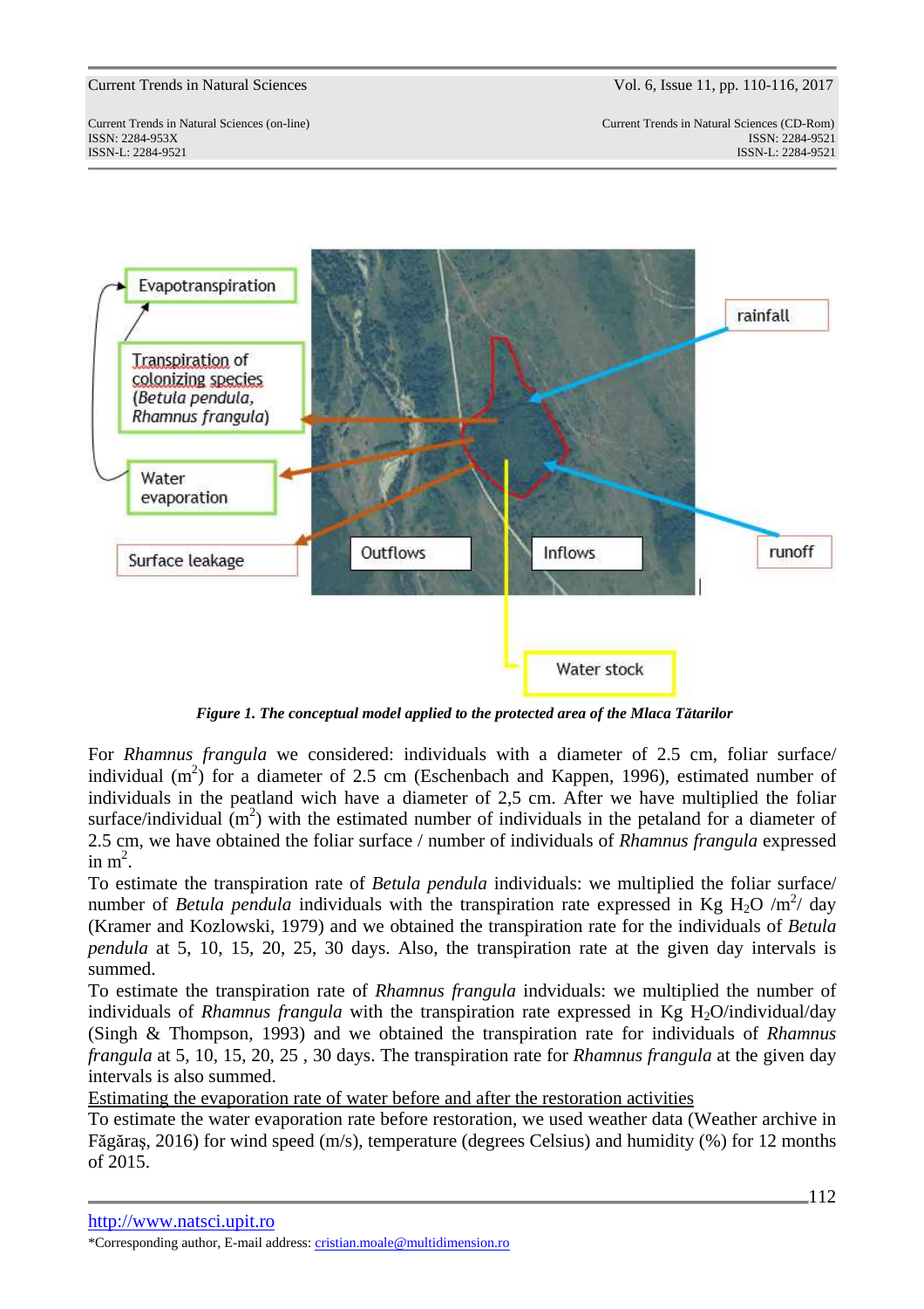Figure 1. *The conceptual model applied to the protected area of the Mlaca Tătarilor*

For *Rhamnus frangula* we considered: individuals with a diameter of 2.5 cm, foliar surface/ individual ($m^2$) for a diameter of 2.5 cm (Eschenbach and Kappen, 1996), estimated number of individuals in the peatland wich have a diameter of 2,5 cm. After we have multiplied the foliar surface/individual ($m^2$) with the estimated number of individuals in the petaland for a diameter of 2.5 cm, we have obtained the foliar surface / number of individuals of *Rhamnus frangula* expressed in $m^2$.

To estimate the transpiration rate of *Betula pendula* individuals: we multiplied the foliar surface/ number of *Betula pendula* individuals with the transpiration rate expressed in Kg $H_2O$ /$m^2$/ day (Kramer and Kozlowski, 1979) and we obtained the transpiration rate for the individuals of *Betula pendula* at 5, 10, 15, 20, 25, 30 days. Also, the transpiration rate at the given day intervals is summed.

To estimate the transpiration rate of *Rhamnus frangula* indviduals: we multiplied the number of individuals of *Rhamnus frangula* with the transpiration rate expressed in Kg $H_2O$/individual/day (Singh & Thompson, 1993) and we obtained the transpiration rate for individuals of *Rhamnus frangula* at 5, 10, 15, 20, 25 , 30 days. The transpiration rate for *Rhamnus frangula* at the given day intervals is also summed.

Estimating the evaporation rate of water before and after the restoration activities

To estimate the water evaporation rate before restoration, we used weather data (Weather archive in Făgăraş, 2016) for wind speed (m/s), temperature (degrees Celsius) and humidity (%) for 12 months of 2015.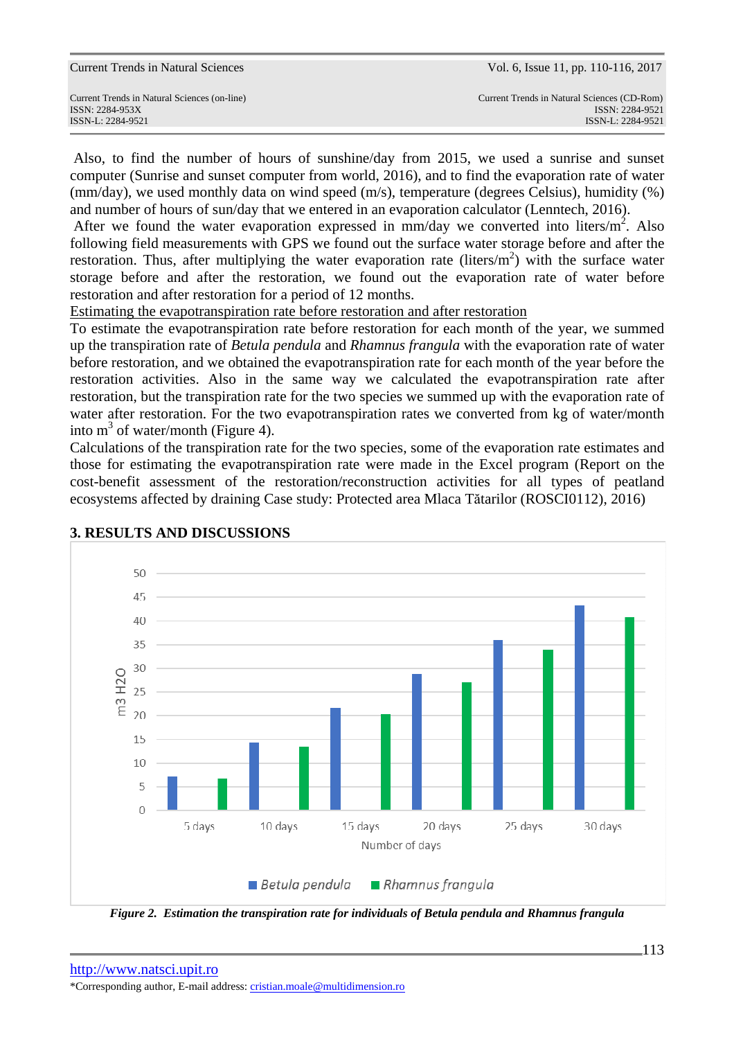Also, to find the number of hours of sunshine/day from 2015, we used a sunrise and sunset computer (Sunrise and sunset computer from world, 2016), and to find the evaporation rate of water (mm/day), we used monthly data on wind speed (m/s), temperature (degrees Celsius), humidity (%) and number of hours of sun/day that we entered in an evaporation calculator (Lenntech, 2016).

After we found the water evaporation expressed in mm/day we converted into liters/$m^2$. Also following field measurements with GPS we found out the surface water storage before and after the restoration. Thus, after multiplying the water evaporation rate (liters/$m^2$) with the surface water storage before and after the restoration, we found out the evaporation rate of water before restoration and after restoration for a period of 12 months.

<u>Estimating the evapotranspiration rate before restoration and after restoration</u>

To estimate the evapotranspiration rate before restoration for each month of the year, we summed up the transpiration rate of *Betula pendula* and *Rhamnus frangula* with the evaporation rate of water before restoration, and we obtained the evapotranspiration rate for each month of the year before the restoration activities. Also in the same way we calculated the evapotranspiration rate after restoration, but the transpiration rate for the two species we summed up with the evaporation rate of water after restoration. For the two evapotranspiration rates we converted from kg of water/month into $m^3$ of water/month (Figure 4).

Calculations of the transpiration rate for the two species, some of the evaporation rate estimates and those for estimating the evapotranspiration rate were made in the Excel program (Report on the cost-benefit assessment of the restoration/reconstruction activities for all types of peatland ecosystems affected by draining Case study: Protected area Mlaca Tătarilor (ROSCI0112), 2016)

## 3. RESULTS AND DISCUSSIONS

| Number of days | *Betula pendula* ($m^3$ $H_2O$) | *Rhamnus frangula* ($m^3$ $H_2O$) |
|---|---|---|
| 5 days | ~7.2 | ~6.7 |
| 10 days | ~14.3 | ~13.5 |
| 15 days | ~21.6 | ~20.3 |
| 20 days | ~28.8 | ~27 |
| 25 days | ~36 | ~34 |
| 30 days | ~43.3 | ~40.7 |

***Figure 2. Estimation the transpiration rate for individuals of Betula pendula and Rhamnus frangula***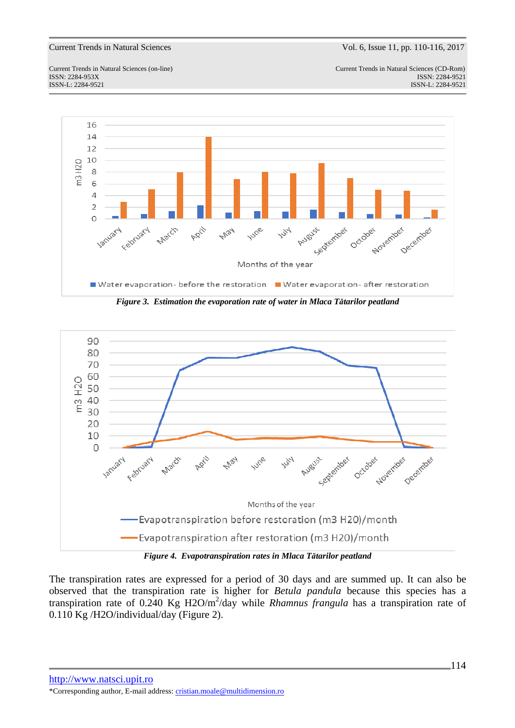*Figure 3. Estimation the evaporation rate of water in Mlaca Tătarilor peatland*

*Figure 4. Evapotranspiration rates in Mlaca Tătarilor peatland*

The transpiration rates are expressed for a period of 30 days and are summed up. It can also be observed that the transpiration rate is higher for *Betula pandula* because this species has a transpiration rate of 0.240 Kg $H_2O/m^2$/day while *Rhamnus frangula* has a transpiration rate of 0.110 Kg /$H_2O$/individual/day (Figure 2).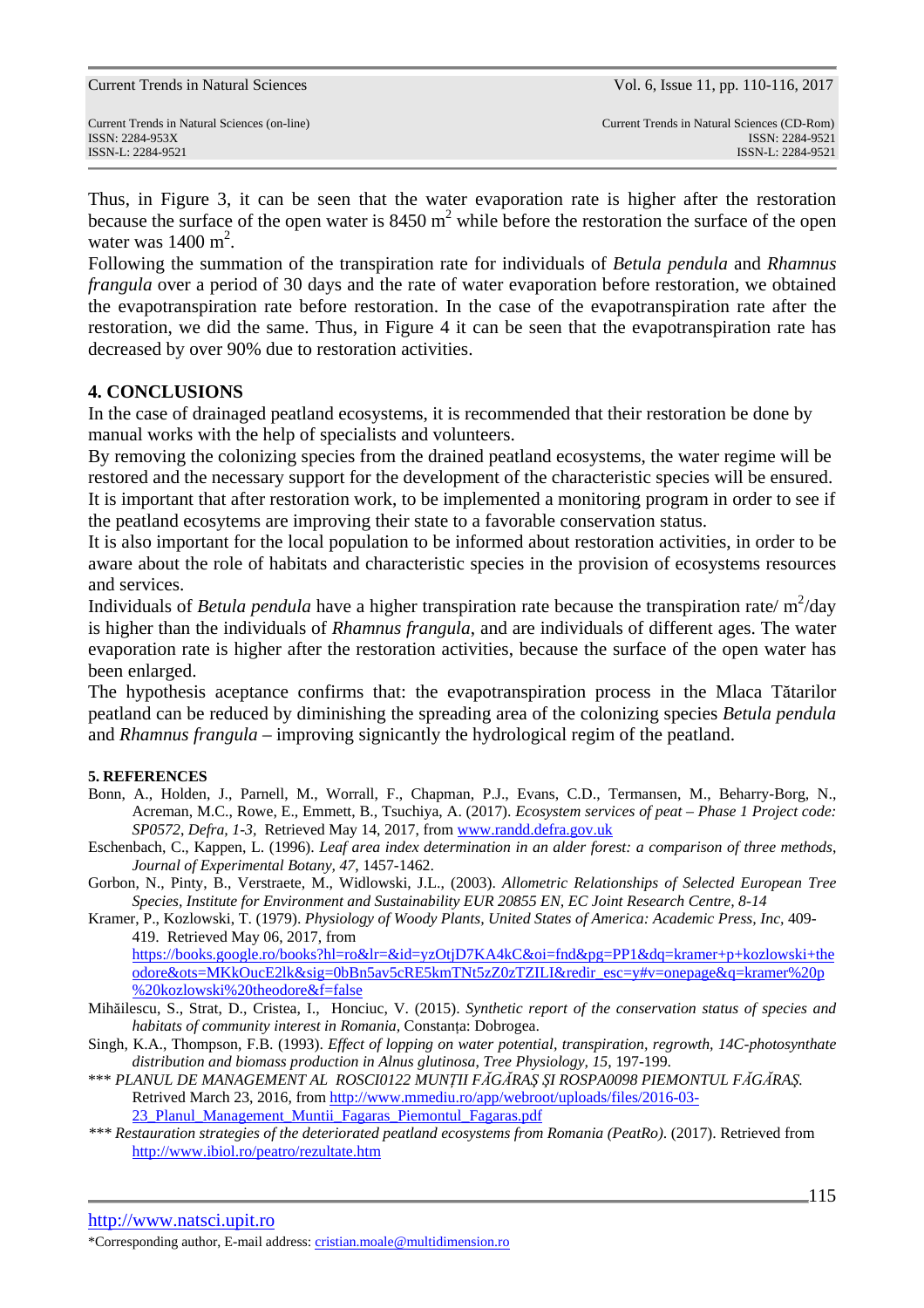Thus, in Figure 3, it can be seen that the water evaporation rate is higher after the restoration because the surface of the open water is 8450 $m^2$ while before the restoration the surface of the open water was 1400 $m^2$.

Following the summation of the transpiration rate for individuals of *Betula pendula* and *Rhamnus frangula* over a period of 30 days and the rate of water evaporation before restoration, we obtained the evapotranspiration rate before restoration. In the case of the evapotranspiration rate after the restoration, we did the same. Thus, in Figure 4 it can be seen that the evapotranspiration rate has decreased by over 90% due to restoration activities.

## 4. CONCLUSIONS

In the case of drainaged peatland ecosystems, it is recommended that their restoration be done by manual works with the help of specialists and volunteers.

By removing the colonizing species from the drained peatland ecosystems, the water regime will be restored and the necessary support for the development of the characteristic species will be ensured.

It is important that after restoration work, to be implemented a monitoring program in order to see if the peatland ecosytems are improving their state to a favorable conservation status.

It is also important for the local population to be informed about restoration activities, in order to be aware about the role of habitats and characteristic species in the provision of ecosystems resources and services.

Individuals of *Betula pendula* have a higher transpiration rate because the transpiration rate/ $m^2$/day is higher than the individuals of *Rhamnus frangula*, and are individuals of different ages. The water evaporation rate is higher after the restoration activities, because the surface of the open water has been enlarged.

The hypothesis aceptance confirms that: the evapotranspiration process in the Mlaca Tătarilor peatland can be reduced by diminishing the spreading area of the colonizing species *Betula pendula* and *Rhamnus frangula* – improving signicantly the hydrological regim of the peatland.

## 5. REFERENCES

Bonn, A., Holden, J., Parnell, M., Worrall, F., Chapman, P.J., Evans, C.D., Termansen, M., Beharry-Borg, N., Acreman, M.C., Rowe, E., Emmett, B., Tsuchiya, A. (2017). *Ecosystem services of peat – Phase 1 Project code: SP0572, Defra, 1-3,* Retrieved May 14, 2017, from www.randd.defra.gov.uk

Eschenbach, C., Kappen, L. (1996). *Leaf area index determination in an alder forest: a comparison of three methods*, *Journal of Experimental Botany, 47*, 1457-1462.

Gorbon, N., Pinty, B., Verstraete, M., Widlowski, J.L., (2003). *Allometric Relationships of Selected European Tree Species, Institute for Environment and Sustainability EUR 20855 EN, EC Joint Research Centre, 8-14*

Kramer, P., Kozlowski, T. (1979). *Physiology of Woody Plants, United States of America: Academic Press, Inc*, 409-419. Retrieved May 06, 2017, from https://books.google.ro/books?hl=ro&lr=&id=yzOtjD7KA4kC&oi=fnd&pg=PP1&dq=kramer+p+kozlowski+theodore&ots=MKkOucE2lk&sig=0bBn5av5cRE5kmTNt5zZ0zTZILI&redir_esc=y#v=onepage&q=kramer%20p%20kozlowski%20theodore&f=false

Mihăilescu, S., Strat, D., Cristea, I., Honciuc, V. (2015). *Synthetic report of the conservation status of species and habitats of community interest in Romania,* Constanța: Dobrogea.

Singh, K.A., Thompson, F.B. (1993). *Effect of lopping on water potential, transpiration, regrowth, 14C-photosynthate distribution and biomass production in Alnus glutinosa, Tree Physiology, 15*, 197-199.

\*\*\* *PLANUL DE MANAGEMENT AL ROSCI0122 MUNȚII FĂGĂRAȘ ȘI ROSPA0098 PIEMONTUL FĂGĂRAȘ.* Retrived March 23, 2016, from http://www.mmediu.ro/app/webroot/uploads/files/2016-03-23_Planul_Management_Muntii_Fagaras_Piemontul_Fagaras.pdf

\*\*\* *Restauration strategies of the deteriorated peatland ecosystems from Romania (PeatRo).* (2017). Retrieved from http://www.ibiol.ro/peatro/rezultate.htm

*Corresponding author, E-mail address: cristian.moale@multidimension.ro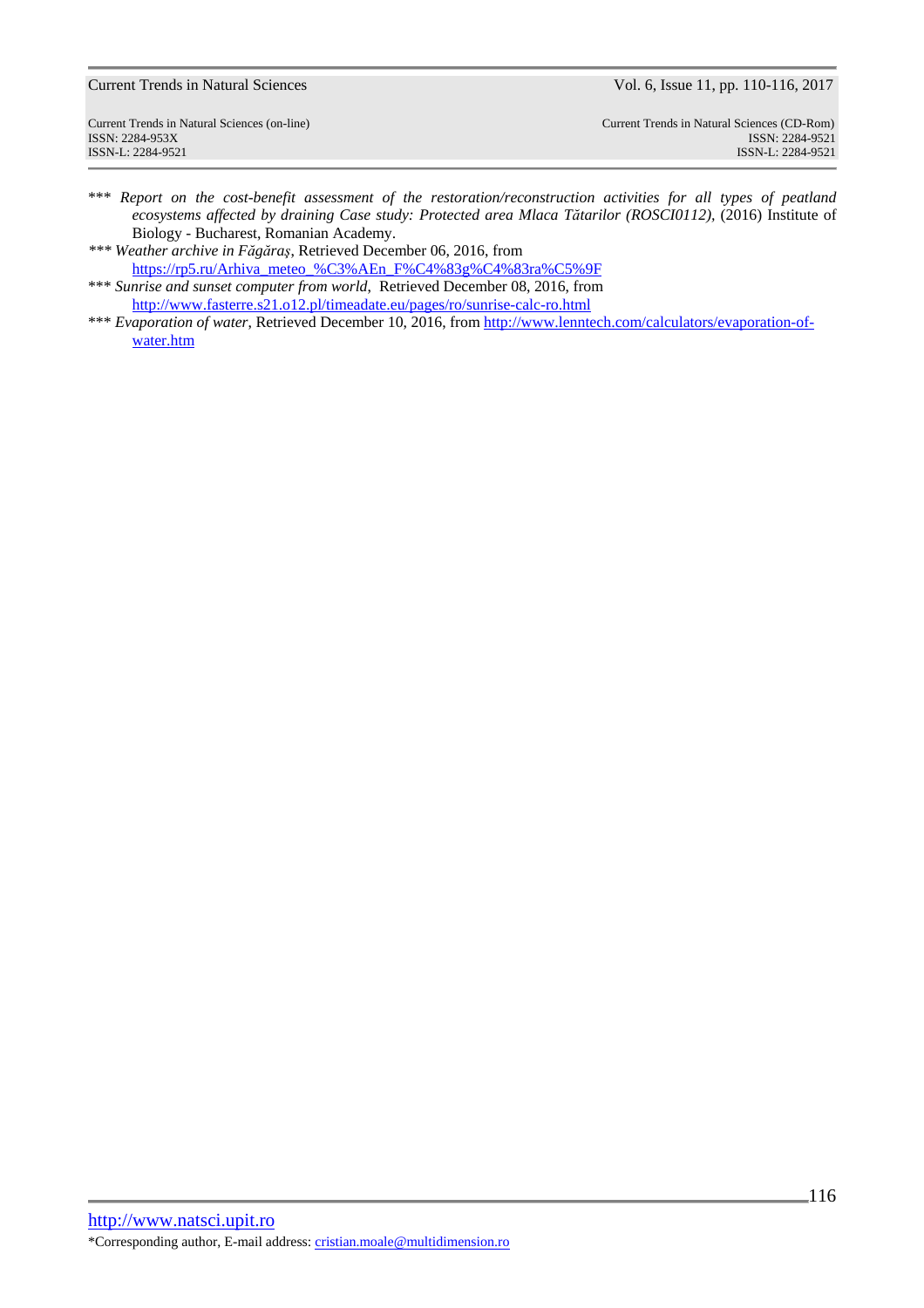\*\*\* *Report on the cost-benefit assessment of the restoration/reconstruction activities for all types of peatland ecosystems affected by draining Case study: Protected area Mlaca Tătarilor (ROSCI0112)*, (2016) Institute of Biology - Bucharest, Romanian Academy.

\*\*\* *Weather archive in Făgăraş*, Retrieved December 06, 2016, from https://rp5.ru/Arhiva_meteo_%C3%AEn_F%C4%83g%C4%83ra%C5%9F

\*\*\* *Sunrise and sunset computer from world*, Retrieved December 08, 2016, from http://www.fasterre.s21.o12.pl/timeadate.eu/pages/ro/sunrise-calc-ro.html

\*\*\* *Evaporation of water*, Retrieved December 10, 2016, from http://www.lenntech.com/calculators/evaporation-of-water.htm